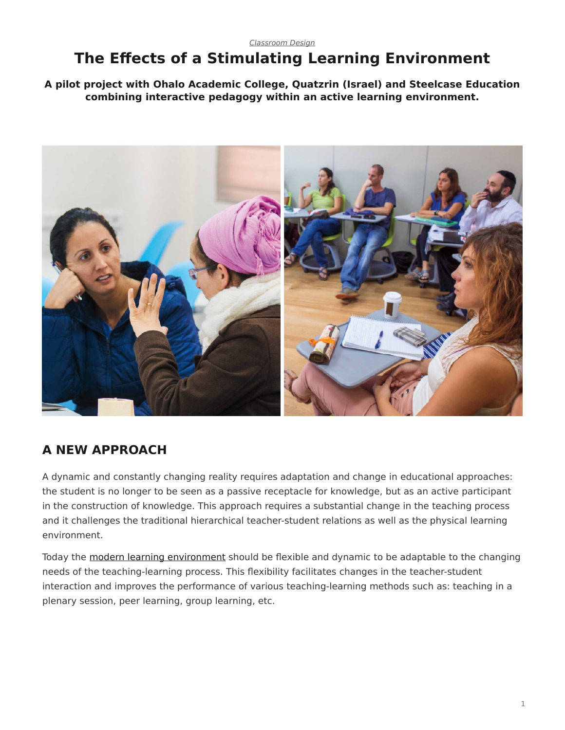*Classroom Design*

# The Effects of a Stimulating Learning Environment

**A pilot project with Ohalo Academic College, Quatzrin (Israel) and Steelcase Education combining interactive pedagogy within an active learning environment.**

## A NEW APPROACH

A dynamic and constantly changing reality requires adaptation and change in educational approaches: the student is no longer to be seen as a passive receptacle for knowledge, but as an active participant in the construction of knowledge. This approach requires a substantial change in the teaching process and it challenges the traditional hierarchical teacher-student relations as well as the physical learning environment.

Today the modern learning environment should be flexible and dynamic to be adaptable to the changing needs of the teaching-learning process. This flexibility facilitates changes in the teacher-student interaction and improves the performance of various teaching-learning methods such as: teaching in a plenary session, peer learning, group learning, etc.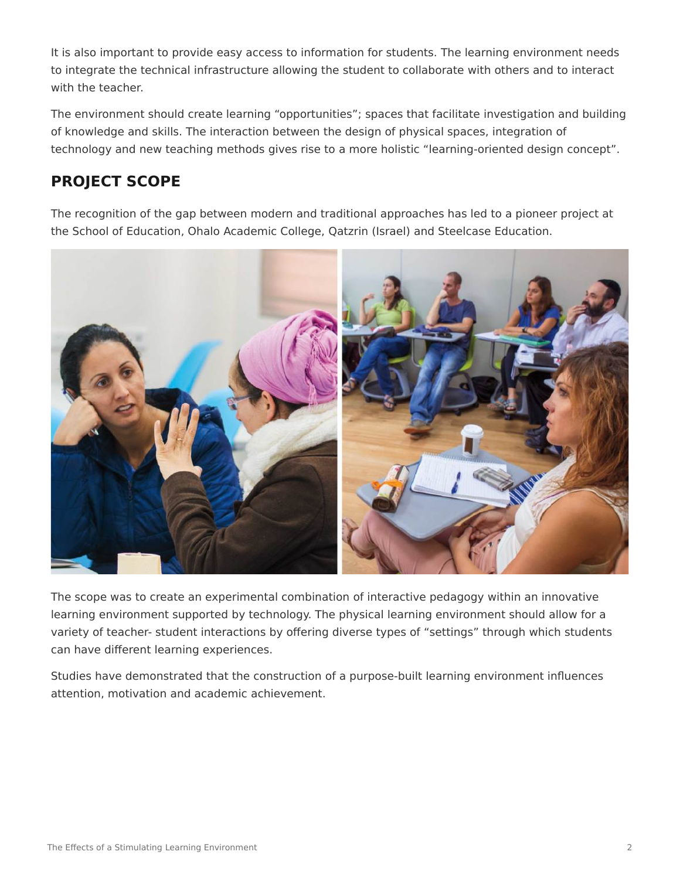It is also important to provide easy access to information for students. The learning environment needs to integrate the technical infrastructure allowing the student to collaborate with others and to interact with the teacher.

The environment should create learning “opportunities”; spaces that facilitate investigation and building of knowledge and skills. The interaction between the design of physical spaces, integration of technology and new teaching methods gives rise to a more holistic “learning-oriented design concept”.

## PROJECT SCOPE

The recognition of the gap between modern and traditional approaches has led to a pioneer project at the School of Education, Ohalo Academic College, Qatzrin (Israel) and Steelcase Education.

The scope was to create an experimental combination of interactive pedagogy within an innovative learning environment supported by technology. The physical learning environment should allow for a variety of teacher- student interactions by offering diverse types of “settings” through which students can have different learning experiences.

Studies have demonstrated that the construction of a purpose-built learning environment influences attention, motivation and academic achievement.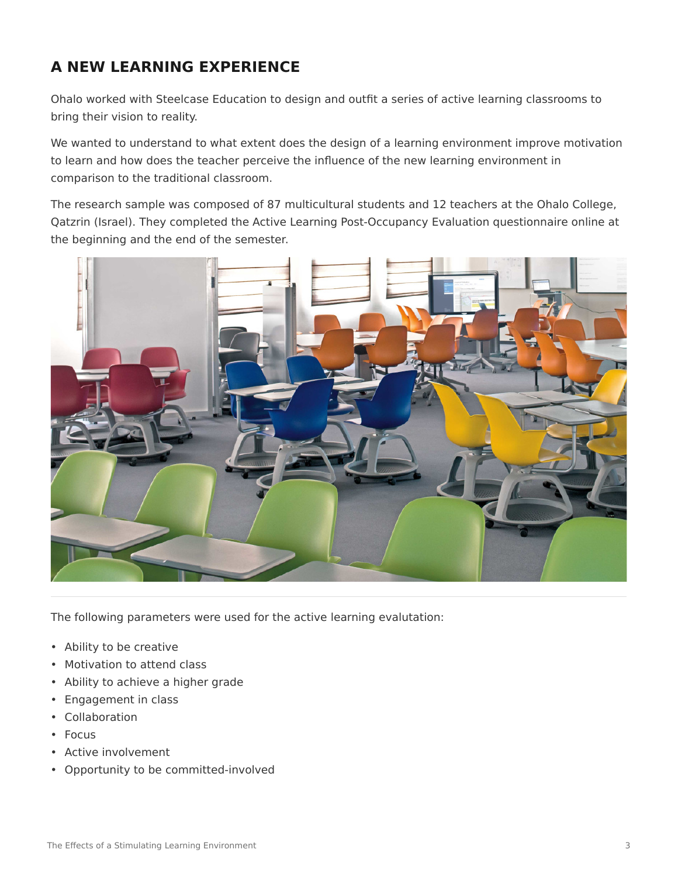## A NEW LEARNING EXPERIENCE

Ohalo worked with Steelcase Education to design and outfit a series of active learning classrooms to bring their vision to reality.

We wanted to understand to what extent does the design of a learning environment improve motivation to learn and how does the teacher perceive the influence of the new learning environment in comparison to the traditional classroom.

The research sample was composed of 87 multicultural students and 12 teachers at the Ohalo College, Qatzrin (Israel). They completed the Active Learning Post-Occupancy Evaluation questionnaire online at the beginning and the end of the semester.

The following parameters were used for the active learning evalutation:

- Ability to be creative
- Motivation to attend class
- Ability to achieve a higher grade
- Engagement in class
- Collaboration
- Focus
- Active involvement
- Opportunity to be committed-involved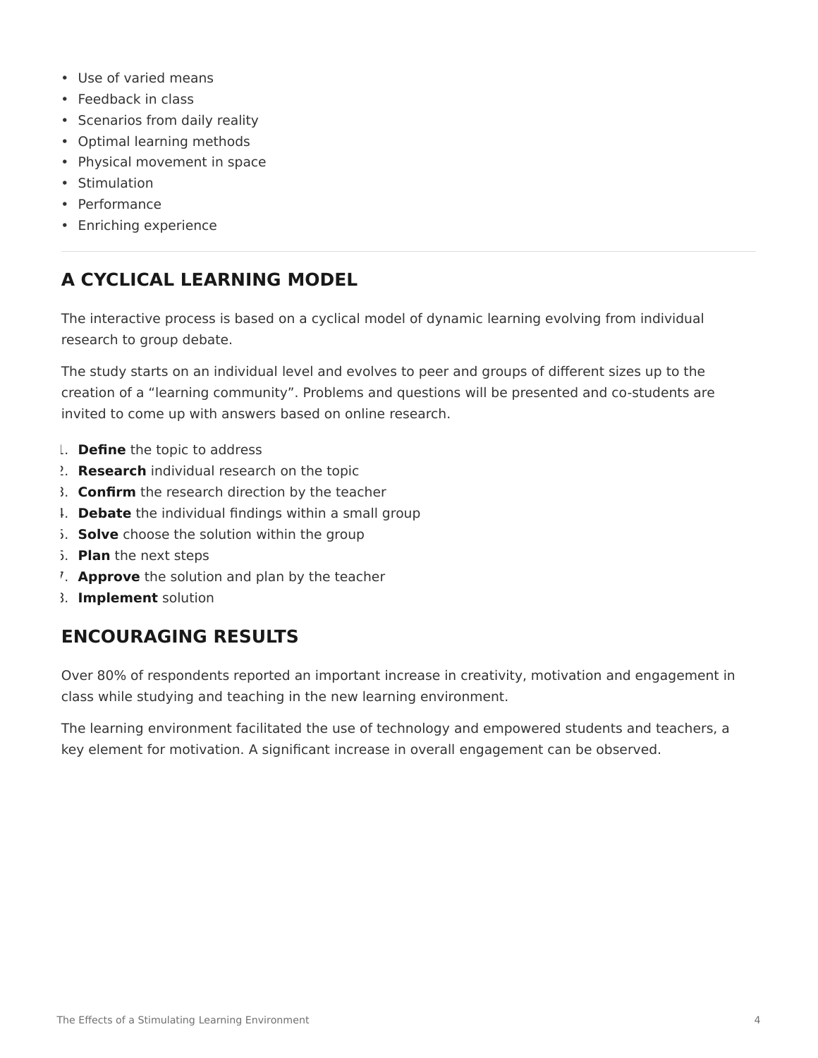- Use of varied means
- Feedback in class
- Scenarios from daily reality
- Optimal learning methods
- Physical movement in space
- Stimulation
- Performance
- Enriching experience

---

## A CYCLICAL LEARNING MODEL

The interactive process is based on a cyclical model of dynamic learning evolving from individual research to group debate.

The study starts on an individual level and evolves to peer and groups of different sizes up to the creation of a "learning community". Problems and questions will be presented and co-students are invited to come up with answers based on online research.

1. **Define** the topic to address
2. **Research** individual research on the topic
3. **Confirm** the research direction by the teacher
4. **Debate** the individual findings within a small group
5. **Solve** choose the solution within the group
6. **Plan** the next steps
7. **Approve** the solution and plan by the teacher
8. **Implement** solution

## ENCOURAGING RESULTS

Over 80% of respondents reported an important increase in creativity, motivation and engagement in class while studying and teaching in the new learning environment.

The learning environment facilitated the use of technology and empowered students and teachers, a key element for motivation. A significant increase in overall engagement can be observed.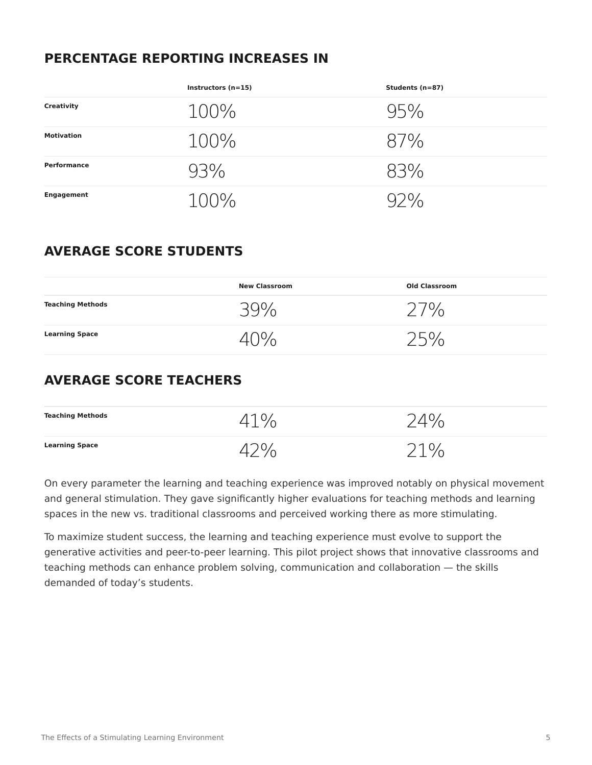## PERCENTAGE REPORTING INCREASES IN

| | Instructors (n=15) | Students (n=87) |
|---|---|---|
| Creativity | 100% | 95% |
| Motivation | 100% | 87% |
| Performance | 93% | 83% |
| Engagement | 100% | 92% |

## AVERAGE SCORE STUDENTS

| | New Classroom | Old Classroom |
|---|---|---|
| Teaching Methods | 39% | 27% |
| Learning Space | 40% | 25% |

## AVERAGE SCORE TEACHERS

| | | |
|---|---|---|
| Teaching Methods | 41% | 24% |
| Learning Space | 42% | 21% |

On every parameter the learning and teaching experience was improved notably on physical movement and general stimulation. They gave significantly higher evaluations for teaching methods and learning spaces in the new vs. traditional classrooms and perceived working there as more stimulating.

To maximize student success, the learning and teaching experience must evolve to support the generative activities and peer-to-peer learning. This pilot project shows that innovative classrooms and teaching methods can enhance problem solving, communication and collaboration — the skills demanded of today's students.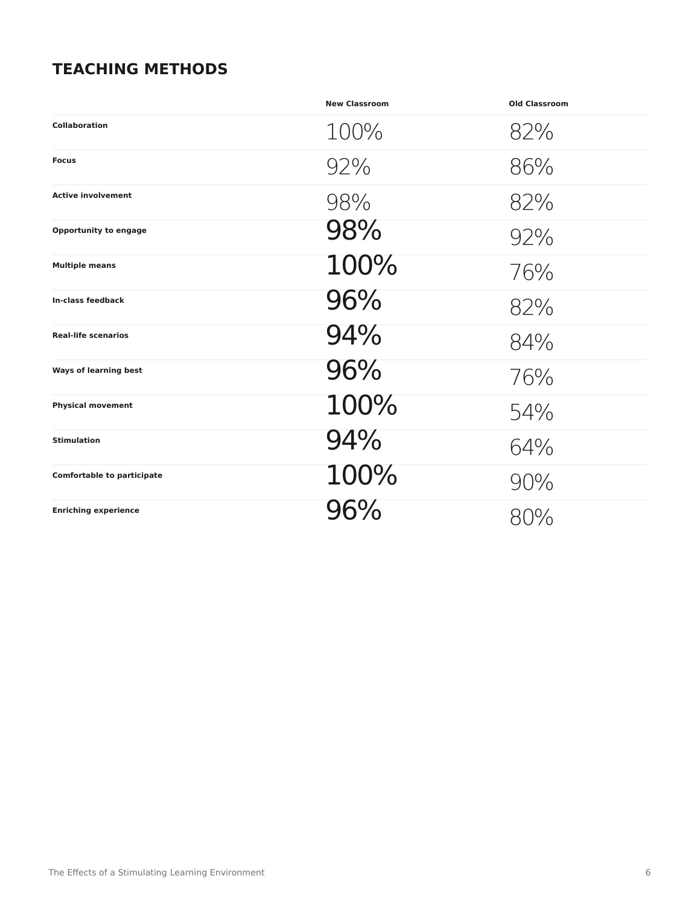## TEACHING METHODS

| | New Classroom | Old Classroom |
|---|---|---|
| **Collaboration** | 100% | 82% |
| **Focus** | 92% | 86% |
| **Active involvement** | 98% | 82% |
| **Opportunity to engage** | 98% | 92% |
| **Multiple means** | 100% | 76% |
| **In-class feedback** | 96% | 82% |
| **Real-life scenarios** | 94% | 84% |
| **Ways of learning best** | 96% | 76% |
| **Physical movement** | 100% | 54% |
| **Stimulation** | 94% | 64% |
| **Comfortable to participate** | 100% | 90% |
| **Enriching experience** | 96% | 80% |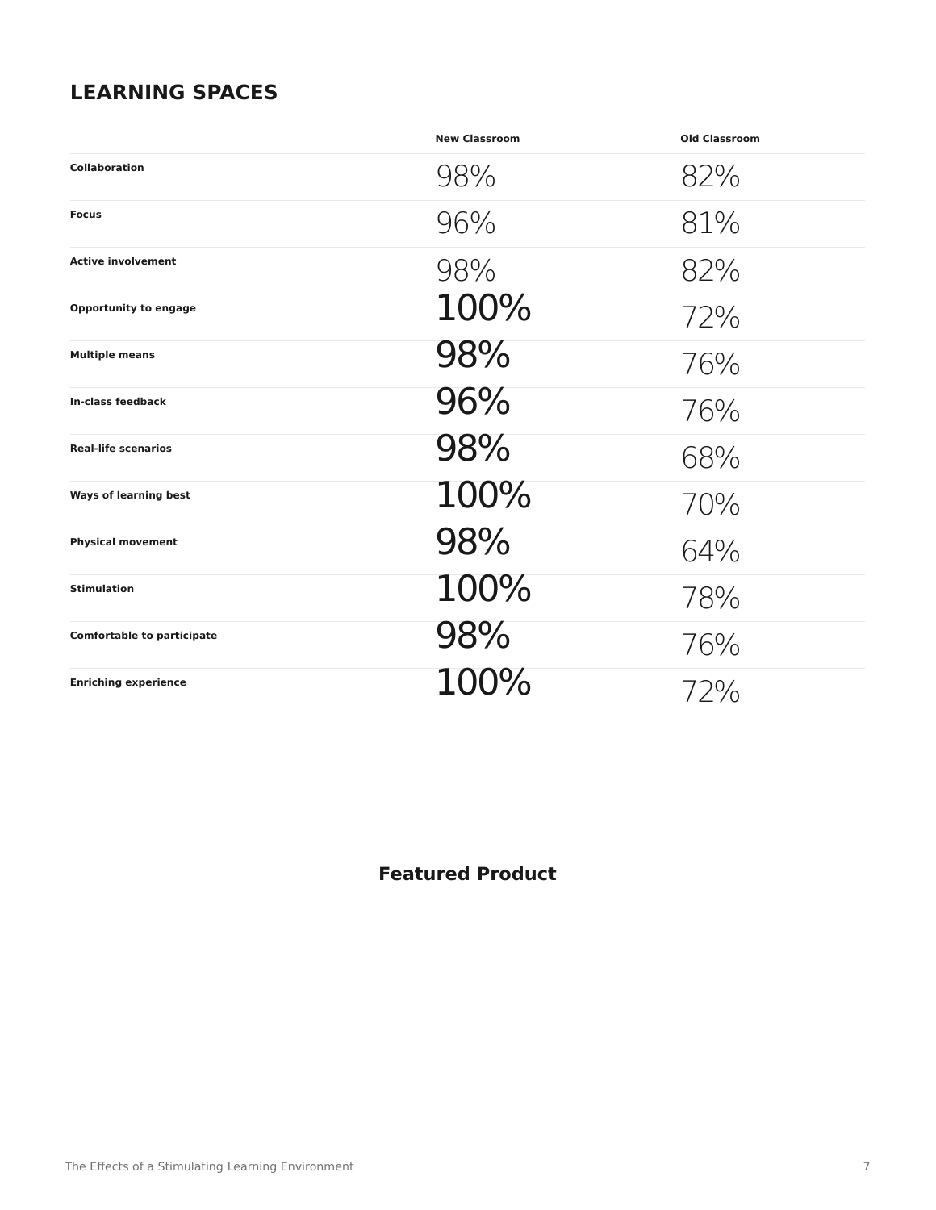## LEARNING SPACES

| | New Classroom | Old Classroom |
|---|---|---|
| **Collaboration** | 98% | 82% |
| **Focus** | 96% | 81% |
| **Active involvement** | 98% | 82% |
| **Opportunity to engage** | 100% | 72% |
| **Multiple means** | 98% | 76% |
| **In-class feedback** | 96% | 76% |
| **Real-life scenarios** | 98% | 68% |
| **Ways of learning best** | 100% | 70% |
| **Physical movement** | 98% | 64% |
| **Stimulation** | 100% | 78% |
| **Comfortable to participate** | 98% | 76% |
| **Enriching experience** | 100% | 72% |

### Featured Product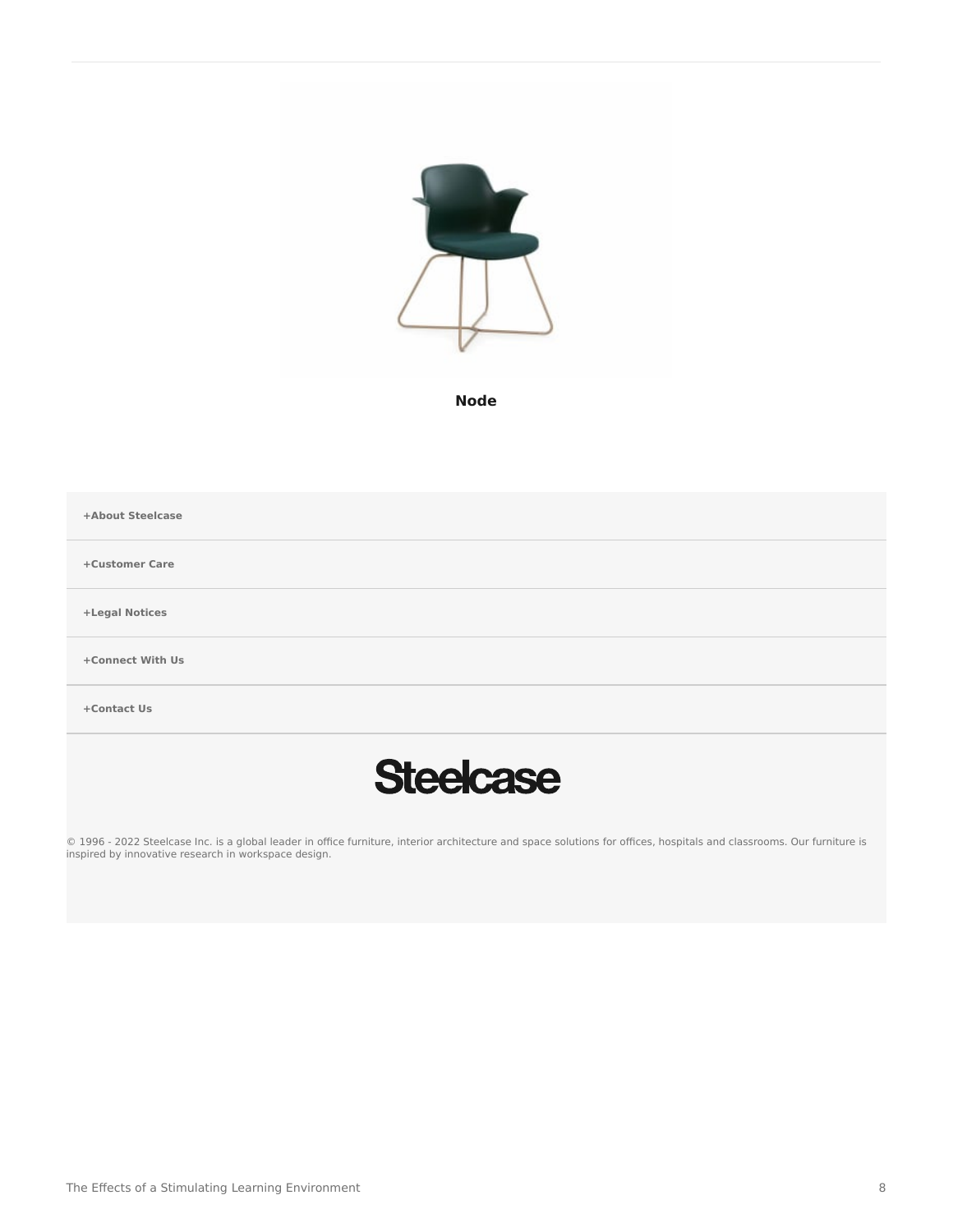**Node**

+About Steelcase

+Customer Care

+Legal Notices

+Connect With Us

+Contact Us

Steelcase

© 1996 - 2022 Steelcase Inc. is a global leader in office furniture, interior architecture and space solutions for offices, hospitals and classrooms. Our furniture is inspired by innovative research in workspace design.